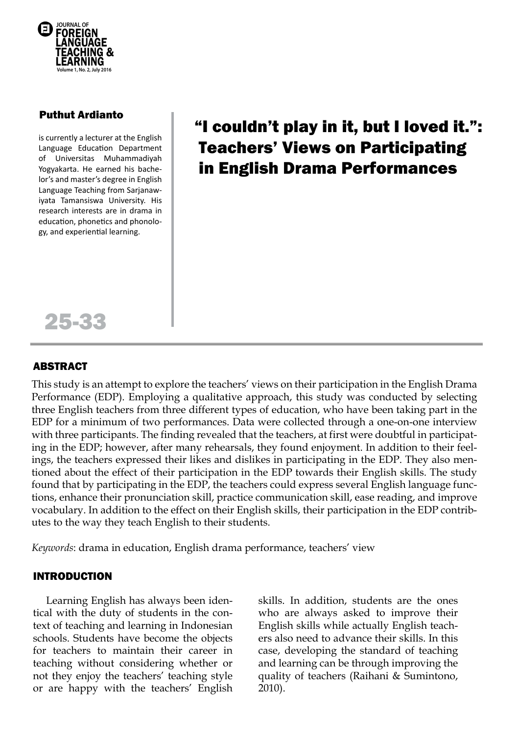# "I couldn't play in it, but I loved it.": Teachers' Views on Participating in English Drama Performances

**Puthut Ardianto**

is currently a lecturer at the English Language Education Department of Universitas Muhammadiyah Yogyakarta. He earned his bachelor's and master's degree in English Language Teaching from Sarjanawiyata Tamansiswa University. His research interests are in drama in education, phonetics and phonology, and experiential learning.

## ABSTRACT

This study is an attempt to explore the teachers' views on their participation in the English Drama Performance (EDP). Employing a qualitative approach, this study was conducted by selecting three English teachers from three different types of education, who have been taking part in the EDP for a minimum of two performances. Data were collected through a one-on-one interview with three participants. The finding revealed that the teachers, at first were doubtful in participating in the EDP; however, after many rehearsals, they found enjoyment. In addition to their feelings, the teachers expressed their likes and dislikes in participating in the EDP. They also mentioned about the effect of their participation in the EDP towards their English skills. The study found that by participating in the EDP, the teachers could express several English language functions, enhance their pronunciation skill, practice communication skill, ease reading, and improve vocabulary. In addition to the effect on their English skills, their participation in the EDP contributes to the way they teach English to their students.

*Keywords*: drama in education, English drama performance, teachers' view

## INTRODUCTION

Learning English has always been identical with the duty of students in the context of teaching and learning in Indonesian schools. Students have become the objects for teachers to maintain their career in teaching without considering whether or not they enjoy the teachers' teaching style or are happy with the teachers' English skills. In addition, students are the ones who are always asked to improve their English skills while actually English teachers also need to advance their skills. In this case, developing the standard of teaching and learning can be through improving the quality of teachers (Raihani & Sumintono, 2010).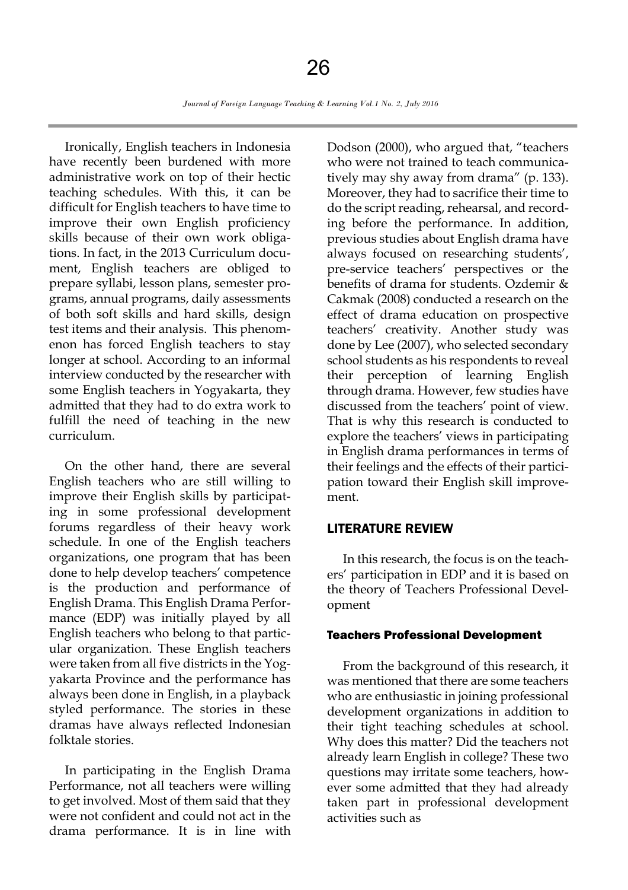Ironically, English teachers in Indonesia have recently been burdened with more administrative work on top of their hectic teaching schedules. With this, it can be difficult for English teachers to have time to improve their own English proficiency skills because of their own work obligations. In fact, in the 2013 Curriculum document, English teachers are obliged to prepare syllabi, lesson plans, semester programs, annual programs, daily assessments of both soft skills and hard skills, design test items and their analysis. This phenomenon has forced English teachers to stay longer at school. According to an informal interview conducted by the researcher with some English teachers in Yogyakarta, they admitted that they had to do extra work to fulfill the need of teaching in the new curriculum.

On the other hand, there are several English teachers who are still willing to improve their English skills by participating in some professional development forums regardless of their heavy work schedule. In one of the English teachers organizations, one program that has been done to help develop teachers' competence is the production and performance of English Drama. This English Drama Performance (EDP) was initially played by all English teachers who belong to that particular organization. These English teachers were taken from all five districts in the Yogyakarta Province and the performance has always been done in English, in a playback styled performance. The stories in these dramas have always reflected Indonesian folktale stories.

In participating in the English Drama Performance, not all teachers were willing to get involved. Most of them said that they were not confident and could not act in the drama performance. It is in line with Dodson (2000), who argued that, "teachers who were not trained to teach communicatively may shy away from drama" (p. 133). Moreover, they had to sacrifice their time to do the script reading, rehearsal, and recording before the performance. In addition, previous studies about English drama have always focused on researching students', pre-service teachers' perspectives or the benefits of drama for students. Ozdemir & Cakmak (2008) conducted a research on the effect of drama education on prospective teachers' creativity. Another study was done by Lee (2007), who selected secondary school students as his respondents to reveal their perception of learning English through drama. However, few studies have discussed from the teachers' point of view. That is why this research is conducted to explore the teachers' views in participating in English drama performances in terms of their feelings and the effects of their participation toward their English skill improvement.

## LITERATURE REVIEW

In this research, the focus is on the teachers' participation in EDP and it is based on the theory of Teachers Professional Development

### Teachers Professional Development

From the background of this research, it was mentioned that there are some teachers who are enthusiastic in joining professional development organizations in addition to their tight teaching schedules at school. Why does this matter? Did the teachers not already learn English in college? These two questions may irritate some teachers, however some admitted that they had already taken part in professional development activities such as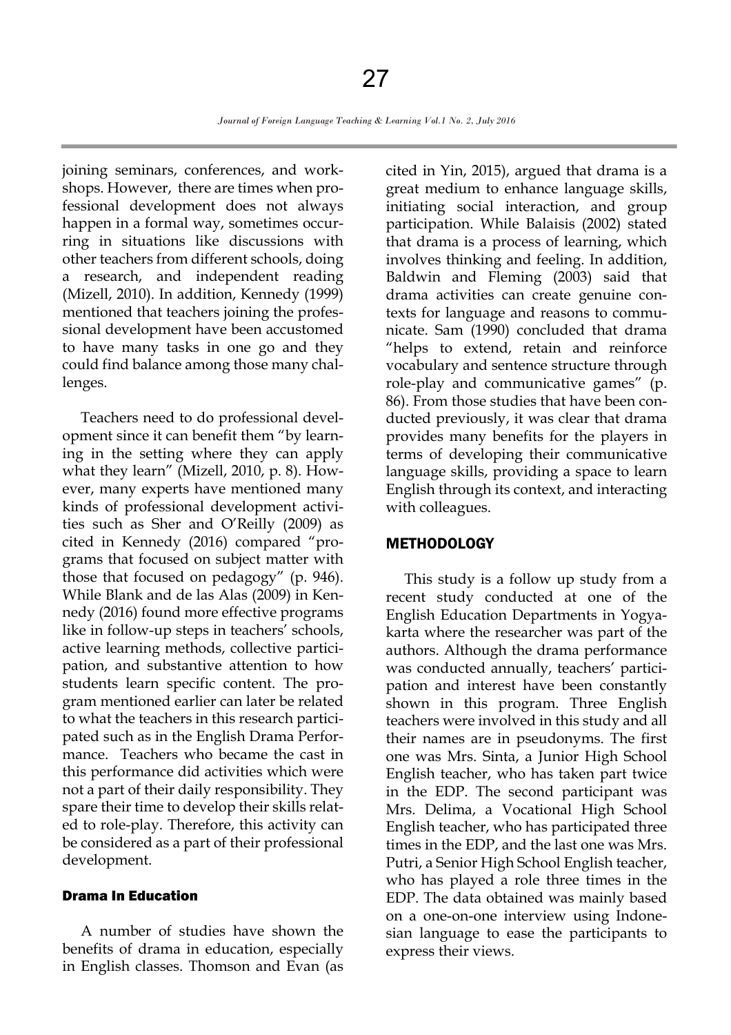joining seminars, conferences, and workshops. However, there are times when professional development does not always happen in a formal way, sometimes occurring in situations like discussions with other teachers from different schools, doing a research, and independent reading (Mizell, 2010). In addition, Kennedy (1999) mentioned that teachers joining the professional development have been accustomed to have many tasks in one go and they could find balance among those many challenges.

Teachers need to do professional development since it can benefit them "by learning in the setting where they can apply what they learn" (Mizell, 2010, p. 8). However, many experts have mentioned many kinds of professional development activities such as Sher and O'Reilly (2009) as cited in Kennedy (2016) compared "programs that focused on subject matter with those that focused on pedagogy" (p. 946). While Blank and de las Alas (2009) in Kennedy (2016) found more effective programs like in follow-up steps in teachers' schools, active learning methods, collective participation, and substantive attention to how students learn specific content. The program mentioned earlier can later be related to what the teachers in this research participated such as in the English Drama Performance. Teachers who became the cast in this performance did activities which were not a part of their daily responsibility. They spare their time to develop their skills related to role-play. Therefore, this activity can be considered as a part of their professional development.

### Drama In Education

A number of studies have shown the benefits of drama in education, especially in English classes. Thomson and Evan (as cited in Yin, 2015), argued that drama is a great medium to enhance language skills, initiating social interaction, and group participation. While Balaisis (2002) stated that drama is a process of learning, which involves thinking and feeling. In addition, Baldwin and Fleming (2003) said that drama activities can create genuine contexts for language and reasons to communicate. Sam (1990) concluded that drama "helps to extend, retain and reinforce vocabulary and sentence structure through role-play and communicative games" (p. 86). From those studies that have been conducted previously, it was clear that drama provides many benefits for the players in terms of developing their communicative language skills, providing a space to learn English through its context, and interacting with colleagues.

## METHODOLOGY

This study is a follow up study from a recent study conducted at one of the English Education Departments in Yogyakarta where the researcher was part of the authors. Although the drama performance was conducted annually, teachers' participation and interest have been constantly shown in this program. Three English teachers were involved in this study and all their names are in pseudonyms. The first one was Mrs. Sinta, a Junior High School English teacher, who has taken part twice in the EDP. The second participant was Mrs. Delima, a Vocational High School English teacher, who has participated three times in the EDP, and the last one was Mrs. Putri, a Senior High School English teacher, who has played a role three times in the EDP. The data obtained was mainly based on a one-on-one interview using Indonesian language to ease the participants to express their views.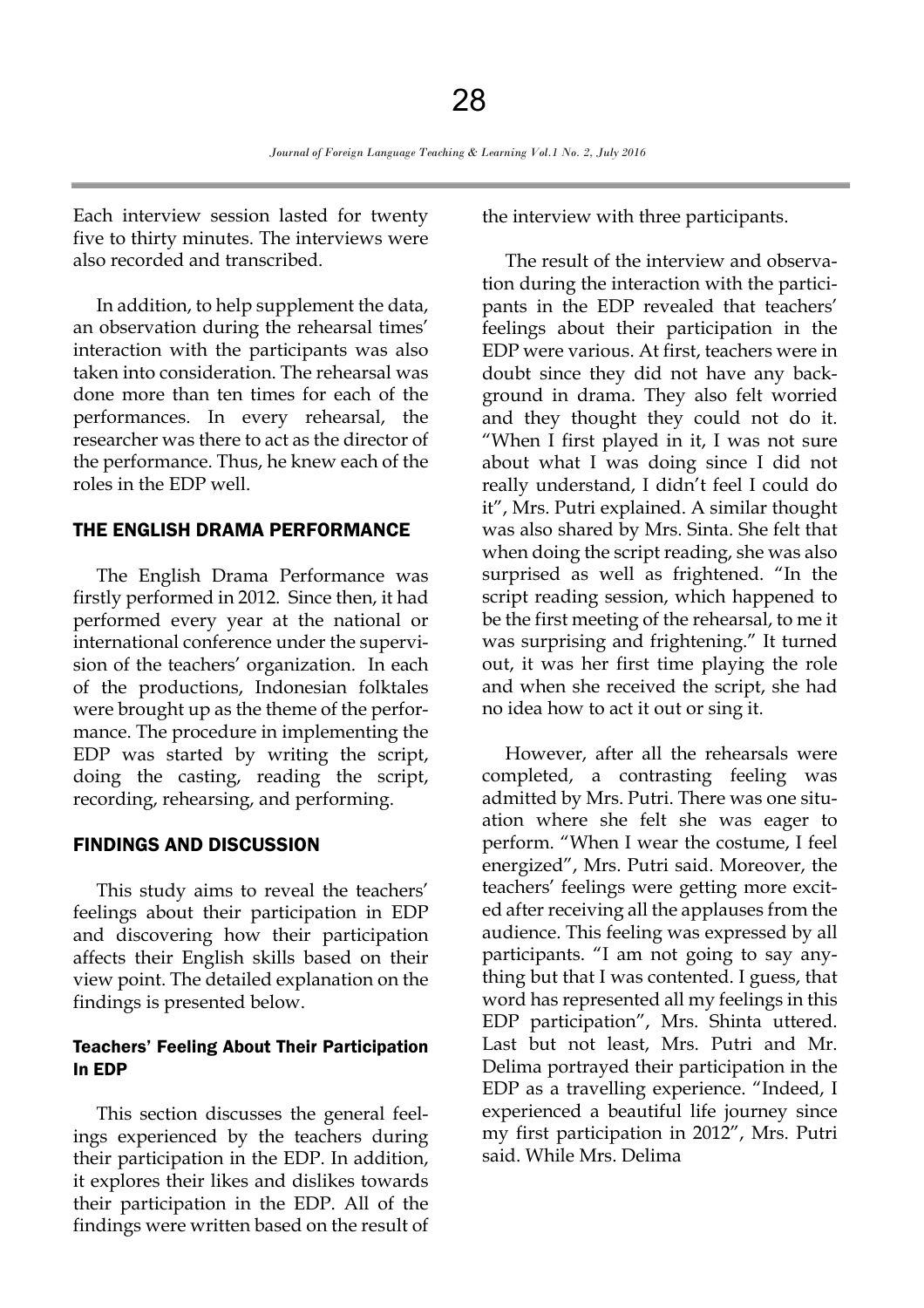Each interview session lasted for twenty five to thirty minutes. The interviews were also recorded and transcribed.

In addition, to help supplement the data, an observation during the rehearsal times' interaction with the participants was also taken into consideration. The rehearsal was done more than ten times for each of the performances. In every rehearsal, the researcher was there to act as the director of the performance. Thus, he knew each of the roles in the EDP well.

## THE ENGLISH DRAMA PERFORMANCE

The English Drama Performance was firstly performed in 2012. Since then, it had performed every year at the national or international conference under the supervision of the teachers' organization. In each of the productions, Indonesian folktales were brought up as the theme of the performance. The procedure in implementing the EDP was started by writing the script, doing the casting, reading the script, recording, rehearsing, and performing.

## FINDINGS AND DISCUSSION

This study aims to reveal the teachers' feelings about their participation in EDP and discovering how their participation affects their English skills based on their view point. The detailed explanation on the findings is presented below.

### Teachers' Feeling About Their Participation In EDP

This section discusses the general feelings experienced by the teachers during their participation in the EDP. In addition, it explores their likes and dislikes towards their participation in the EDP. All of the findings were written based on the result of the interview with three participants.

The result of the interview and observation during the interaction with the participants in the EDP revealed that teachers' feelings about their participation in the EDP were various. At first, teachers were in doubt since they did not have any background in drama. They also felt worried and they thought they could not do it. "When I first played in it, I was not sure about what I was doing since I did not really understand, I didn't feel I could do it", Mrs. Putri explained. A similar thought was also shared by Mrs. Sinta. She felt that when doing the script reading, she was also surprised as well as frightened. "In the script reading session, which happened to be the first meeting of the rehearsal, to me it was surprising and frightening." It turned out, it was her first time playing the role and when she received the script, she had no idea how to act it out or sing it.

However, after all the rehearsals were completed, a contrasting feeling was admitted by Mrs. Putri. There was one situation where she felt she was eager to perform. "When I wear the costume, I feel energized", Mrs. Putri said. Moreover, the teachers' feelings were getting more excited after receiving all the applauses from the audience. This feeling was expressed by all participants. "I am not going to say anything but that I was contented. I guess, that word has represented all my feelings in this EDP participation", Mrs. Shinta uttered. Last but not least, Mrs. Putri and Mr. Delima portrayed their participation in the EDP as a travelling experience. "Indeed, I experienced a beautiful life journey since my first participation in 2012", Mrs. Putri said. While Mrs. Delima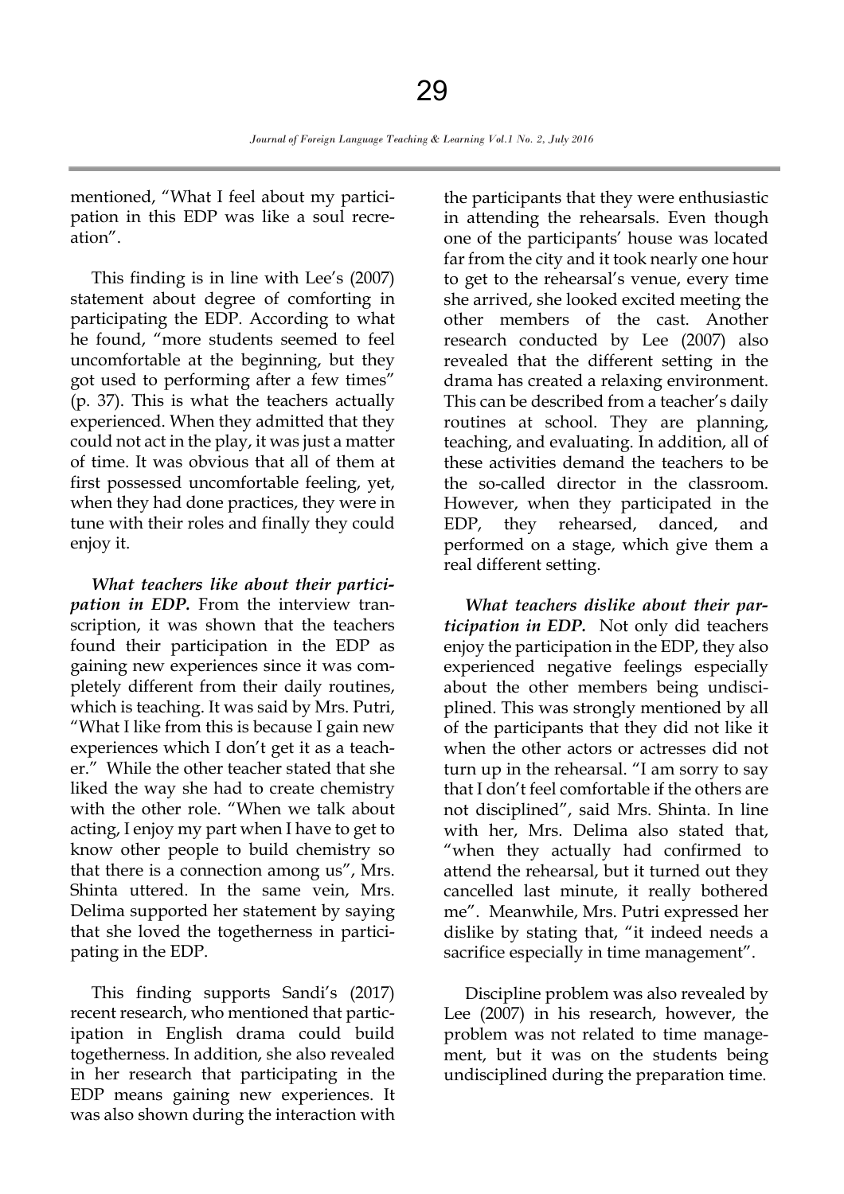mentioned, "What I feel about my participation in this EDP was like a soul recreation".

This finding is in line with Lee's (2007) statement about degree of comforting in participating the EDP. According to what he found, "more students seemed to feel uncomfortable at the beginning, but they got used to performing after a few times" (p. 37). This is what the teachers actually experienced. When they admitted that they could not act in the play, it was just a matter of time. It was obvious that all of them at first possessed uncomfortable feeling, yet, when they had done practices, they were in tune with their roles and finally they could enjoy it.

***What teachers like about their participation in EDP.*** From the interview transcription, it was shown that the teachers found their participation in the EDP as gaining new experiences since it was completely different from their daily routines, which is teaching. It was said by Mrs. Putri, "What I like from this is because I gain new experiences which I don't get it as a teacher." While the other teacher stated that she liked the way she had to create chemistry with the other role. "When we talk about acting, I enjoy my part when I have to get to know other people to build chemistry so that there is a connection among us", Mrs. Shinta uttered. In the same vein, Mrs. Delima supported her statement by saying that she loved the togetherness in participating in the EDP.

This finding supports Sandi's (2017) recent research, who mentioned that participation in English drama could build togetherness. In addition, she also revealed in her research that participating in the EDP means gaining new experiences. It was also shown during the interaction with the participants that they were enthusiastic in attending the rehearsals. Even though one of the participants' house was located far from the city and it took nearly one hour to get to the rehearsal's venue, every time she arrived, she looked excited meeting the other members of the cast. Another research conducted by Lee (2007) also revealed that the different setting in the drama has created a relaxing environment. This can be described from a teacher's daily routines at school. They are planning, teaching, and evaluating. In addition, all of these activities demand the teachers to be the so-called director in the classroom. However, when they participated in the EDP, they rehearsed, danced, and performed on a stage, which give them a real different setting.

***What teachers dislike about their participation in EDP.*** Not only did teachers enjoy the participation in the EDP, they also experienced negative feelings especially about the other members being undisciplined. This was strongly mentioned by all of the participants that they did not like it when the other actors or actresses did not turn up in the rehearsal. "I am sorry to say that I don't feel comfortable if the others are not disciplined", said Mrs. Shinta. In line with her, Mrs. Delima also stated that, "when they actually had confirmed to attend the rehearsal, but it turned out they cancelled last minute, it really bothered me". Meanwhile, Mrs. Putri expressed her dislike by stating that, "it indeed needs a sacrifice especially in time management".

Discipline problem was also revealed by Lee (2007) in his research, however, the problem was not related to time management, but it was on the students being undisciplined during the preparation time.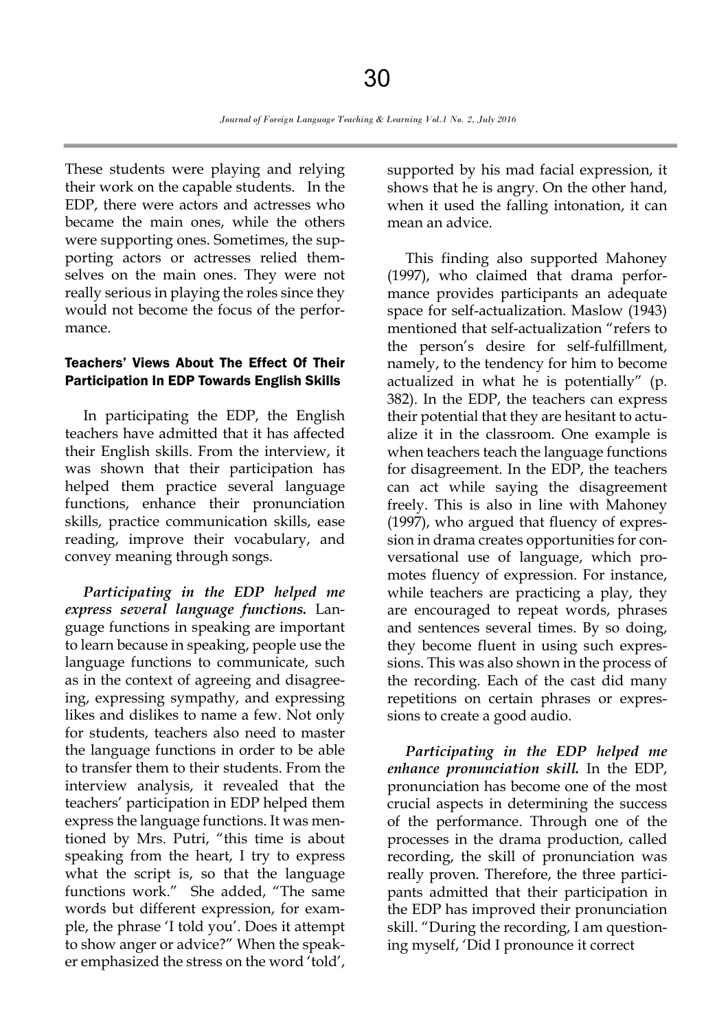These students were playing and relying their work on the capable students. In the EDP, there were actors and actresses who became the main ones, while the others were supporting ones. Sometimes, the supporting actors or actresses relied themselves on the main ones. They were not really serious in playing the roles since they would not become the focus of the performance.

### Teachers' Views About The Effect Of Their Participation In EDP Towards English Skills

In participating the EDP, the English teachers have admitted that it has affected their English skills. From the interview, it was shown that their participation has helped them practice several language functions, enhance their pronunciation skills, practice communication skills, ease reading, improve their vocabulary, and convey meaning through songs.

***Participating in the EDP helped me express several language functions.*** Language functions in speaking are important to learn because in speaking, people use the language functions to communicate, such as in the context of agreeing and disagreeing, expressing sympathy, and expressing likes and dislikes to name a few. Not only for students, teachers also need to master the language functions in order to be able to transfer them to their students. From the interview analysis, it revealed that the teachers' participation in EDP helped them express the language functions. It was mentioned by Mrs. Putri, "this time is about speaking from the heart, I try to express what the script is, so that the language functions work." She added, "The same words but different expression, for example, the phrase 'I told you'. Does it attempt to show anger or advice?" When the speaker emphasized the stress on the word 'told', supported by his mad facial expression, it shows that he is angry. On the other hand, when it used the falling intonation, it can mean an advice.

This finding also supported Mahoney (1997), who claimed that drama performance provides participants an adequate space for self-actualization. Maslow (1943) mentioned that self-actualization "refers to the person's desire for self-fulfillment, namely, to the tendency for him to become actualized in what he is potentially" (p. 382). In the EDP, the teachers can express their potential that they are hesitant to actualize it in the classroom. One example is when teachers teach the language functions for disagreement. In the EDP, the teachers can act while saying the disagreement freely. This is also in line with Mahoney (1997), who argued that fluency of expression in drama creates opportunities for conversational use of language, which promotes fluency of expression. For instance, while teachers are practicing a play, they are encouraged to repeat words, phrases and sentences several times. By so doing, they become fluent in using such expressions. This was also shown in the process of the recording. Each of the cast did many repetitions on certain phrases or expressions to create a good audio.

***Participating in the EDP helped me enhance pronunciation skill.*** In the EDP, pronunciation has become one of the most crucial aspects in determining the success of the performance. Through one of the processes in the drama production, called recording, the skill of pronunciation was really proven. Therefore, the three participants admitted that their participation in the EDP has improved their pronunciation skill. "During the recording, I am questioning myself, 'Did I pronounce it correct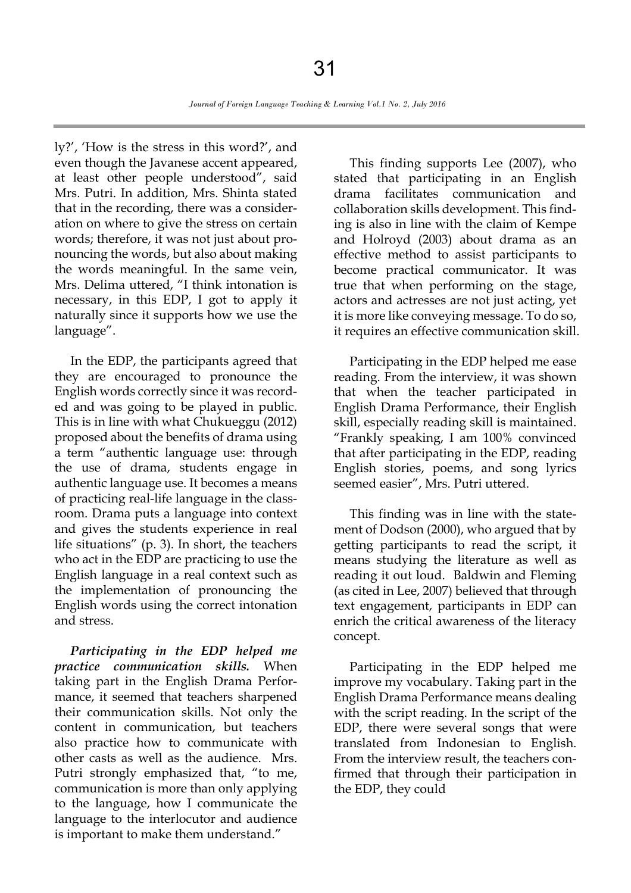ly?', 'How is the stress in this word?', and even though the Javanese accent appeared, at least other people understood", said Mrs. Putri. In addition, Mrs. Shinta stated that in the recording, there was a consideration on where to give the stress on certain words; therefore, it was not just about pronouncing the words, but also about making the words meaningful. In the same vein, Mrs. Delima uttered, "I think intonation is necessary, in this EDP, I got to apply it naturally since it supports how we use the language".

In the EDP, the participants agreed that they are encouraged to pronounce the English words correctly since it was recorded and was going to be played in public. This is in line with what Chukueggu (2012) proposed about the benefits of drama using a term "authentic language use: through the use of drama, students engage in authentic language use. It becomes a means of practicing real-life language in the classroom. Drama puts a language into context and gives the students experience in real life situations" (p. 3). In short, the teachers who act in the EDP are practicing to use the English language in a real context such as the implementation of pronouncing the English words using the correct intonation and stress.

***Participating in the EDP helped me practice communication skills.*** When taking part in the English Drama Performance, it seemed that teachers sharpened their communication skills. Not only the content in communication, but teachers also practice how to communicate with other casts as well as the audience. Mrs. Putri strongly emphasized that, "to me, communication is more than only applying to the language, how I communicate the language to the interlocutor and audience is important to make them understand."

This finding supports Lee (2007), who stated that participating in an English drama facilitates communication and collaboration skills development. This finding is also in line with the claim of Kempe and Holroyd (2003) about drama as an effective method to assist participants to become practical communicator. It was true that when performing on the stage, actors and actresses are not just acting, yet it is more like conveying message. To do so, it requires an effective communication skill.

Participating in the EDP helped me ease reading. From the interview, it was shown that when the teacher participated in English Drama Performance, their English skill, especially reading skill is maintained. "Frankly speaking, I am 100% convinced that after participating in the EDP, reading English stories, poems, and song lyrics seemed easier", Mrs. Putri uttered.

This finding was in line with the statement of Dodson (2000), who argued that by getting participants to read the script, it means studying the literature as well as reading it out loud. Baldwin and Fleming (as cited in Lee, 2007) believed that through text engagement, participants in EDP can enrich the critical awareness of the literacy concept.

Participating in the EDP helped me improve my vocabulary. Taking part in the English Drama Performance means dealing with the script reading. In the script of the EDP, there were several songs that were translated from Indonesian to English. From the interview result, the teachers confirmed that through their participation in the EDP, they could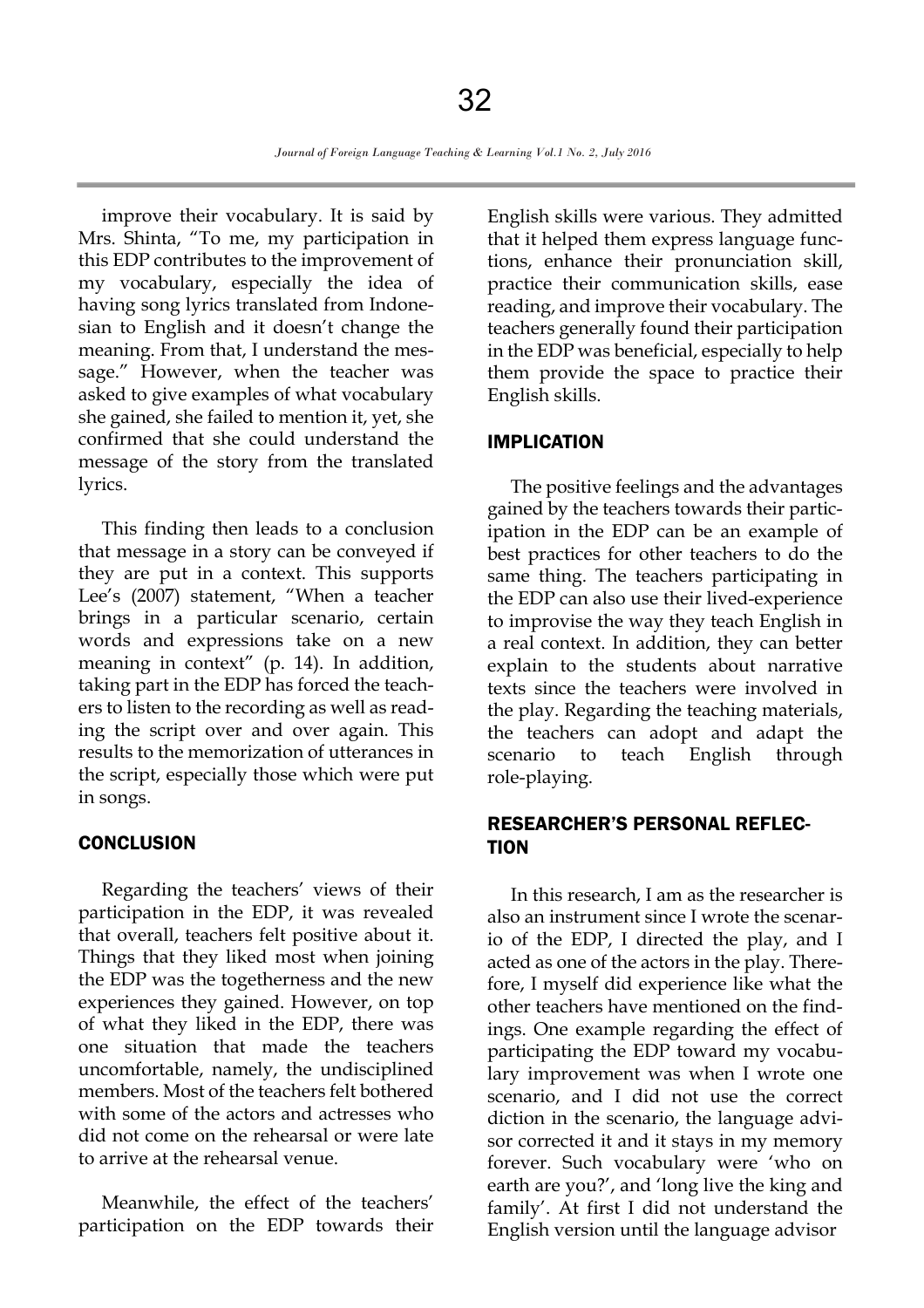improve their vocabulary. It is said by Mrs. Shinta, "To me, my participation in this EDP contributes to the improvement of my vocabulary, especially the idea of having song lyrics translated from Indonesian to English and it doesn't change the meaning. From that, I understand the message." However, when the teacher was asked to give examples of what vocabulary she gained, she failed to mention it, yet, she confirmed that she could understand the message of the story from the translated lyrics.

This finding then leads to a conclusion that message in a story can be conveyed if they are put in a context. This supports Lee's (2007) statement, "When a teacher brings in a particular scenario, certain words and expressions take on a new meaning in context" (p. 14). In addition, taking part in the EDP has forced the teachers to listen to the recording as well as reading the script over and over again. This results to the memorization of utterances in the script, especially those which were put in songs.

## CONCLUSION

Regarding the teachers' views of their participation in the EDP, it was revealed that overall, teachers felt positive about it. Things that they liked most when joining the EDP was the togetherness and the new experiences they gained. However, on top of what they liked in the EDP, there was one situation that made the teachers uncomfortable, namely, the undisciplined members. Most of the teachers felt bothered with some of the actors and actresses who did not come on the rehearsal or were late to arrive at the rehearsal venue.

Meanwhile, the effect of the teachers' participation on the EDP towards their English skills were various. They admitted that it helped them express language functions, enhance their pronunciation skill, practice their communication skills, ease reading, and improve their vocabulary. The teachers generally found their participation in the EDP was beneficial, especially to help them provide the space to practice their English skills.

## IMPLICATION

The positive feelings and the advantages gained by the teachers towards their participation in the EDP can be an example of best practices for other teachers to do the same thing. The teachers participating in the EDP can also use their lived-experience to improvise the way they teach English in a real context. In addition, they can better explain to the students about narrative texts since the teachers were involved in the play. Regarding the teaching materials, the teachers can adopt and adapt the scenario to teach English through role-playing.

## RESEARCHER'S PERSONAL REFLECTION

In this research, I am as the researcher is also an instrument since I wrote the scenario of the EDP, I directed the play, and I acted as one of the actors in the play. Therefore, I myself did experience like what the other teachers have mentioned on the findings. One example regarding the effect of participating the EDP toward my vocabulary improvement was when I wrote one scenario, and I did not use the correct diction in the scenario, the language advisor corrected it and it stays in my memory forever. Such vocabulary were 'who on earth are you?', and 'long live the king and family'. At first I did not understand the English version until the language advisor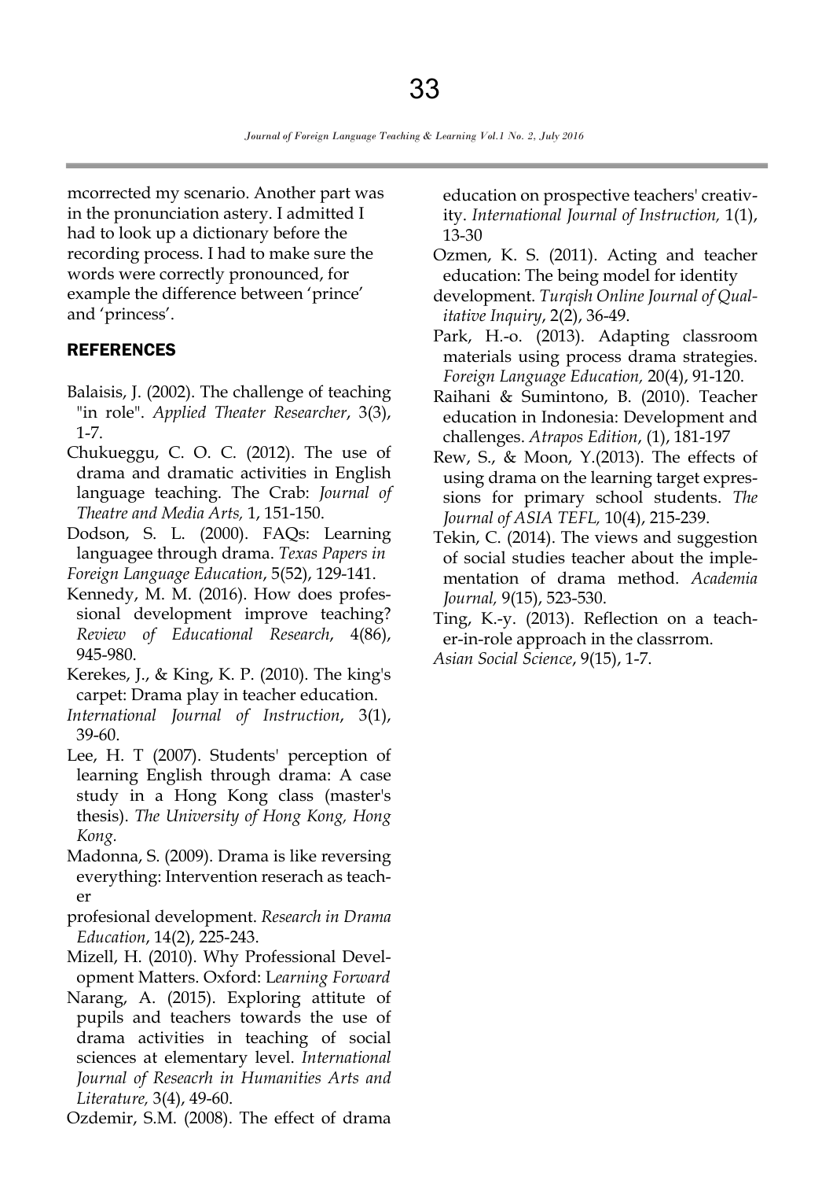mcorrected my scenario. Another part was in the pronunciation astery. I admitted I had to look up a dictionary before the recording process. I had to make sure the words were correctly pronounced, for example the difference between 'prince' and 'princess'.

## REFERENCES

Balaisis, J. (2002). The challenge of teaching "in role". *Applied Theater Researcher*, 3(3), 1-7.

Chukueggu, C. O. C. (2012). The use of drama and dramatic activities in English language teaching. The Crab: *Journal of Theatre and Media Arts,* 1, 151-150.

Dodson, S. L. (2000). FAQs: Learning languagee through drama. *Texas Papers in Foreign Language Education*, 5(52), 129-141.

Kennedy, M. M. (2016). How does professional development improve teaching? *Review of Educational Research*, 4(86), 945-980.

Kerekes, J., & King, K. P. (2010). The king's carpet: Drama play in teacher education. *International Journal of Instruction*, 3(1), 39-60.

Lee, H. T (2007). Students' perception of learning English through drama: A case study in a Hong Kong class (master's thesis). *The University of Hong Kong, Hong Kong.*

Madonna, S. (2009). Drama is like reversing everything: Intervention reserach as teacher profesional development. *Research in Drama Education*, 14(2), 225-243.

Mizell, H. (2010). Why Professional Development Matters. Oxford: L*earning Forward*

Narang, A. (2015). Exploring attitute of pupils and teachers towards the use of drama activities in teaching of social sciences at elementary level. *International Journal of Reseacrh in Humanities Arts and Literature,* 3(4), 49-60.

Ozdemir, S.M. (2008). The effect of drama education on prospective teachers' creativity. *International Journal of Instruction,* 1(1), 13-30

Ozmen, K. S. (2011). Acting and teacher education: The being model for identity development. *Turqish Online Journal of Qualitative Inquiry*, 2(2), 36-49.

Park, H.-o. (2013). Adapting classroom materials using process drama strategies. *Foreign Language Education,* 20(4), 91-120.

Raihani & Sumintono, B. (2010). Teacher education in Indonesia: Development and challenges. *Atrapos Edition*, (1), 181-197

Rew, S., & Moon, Y.(2013). The effects of using drama on the learning target expressions for primary school students. *The Journal of ASIA TEFL,* 10(4), 215-239.

Tekin, C. (2014). The views and suggestion of social studies teacher about the implementation of drama method. *Academia Journal,* 9(15), 523-530.

Ting, K.-y. (2013). Reflection on a teacher-in-role approach in the classrrom. *Asian Social Science*, 9(15), 1-7.